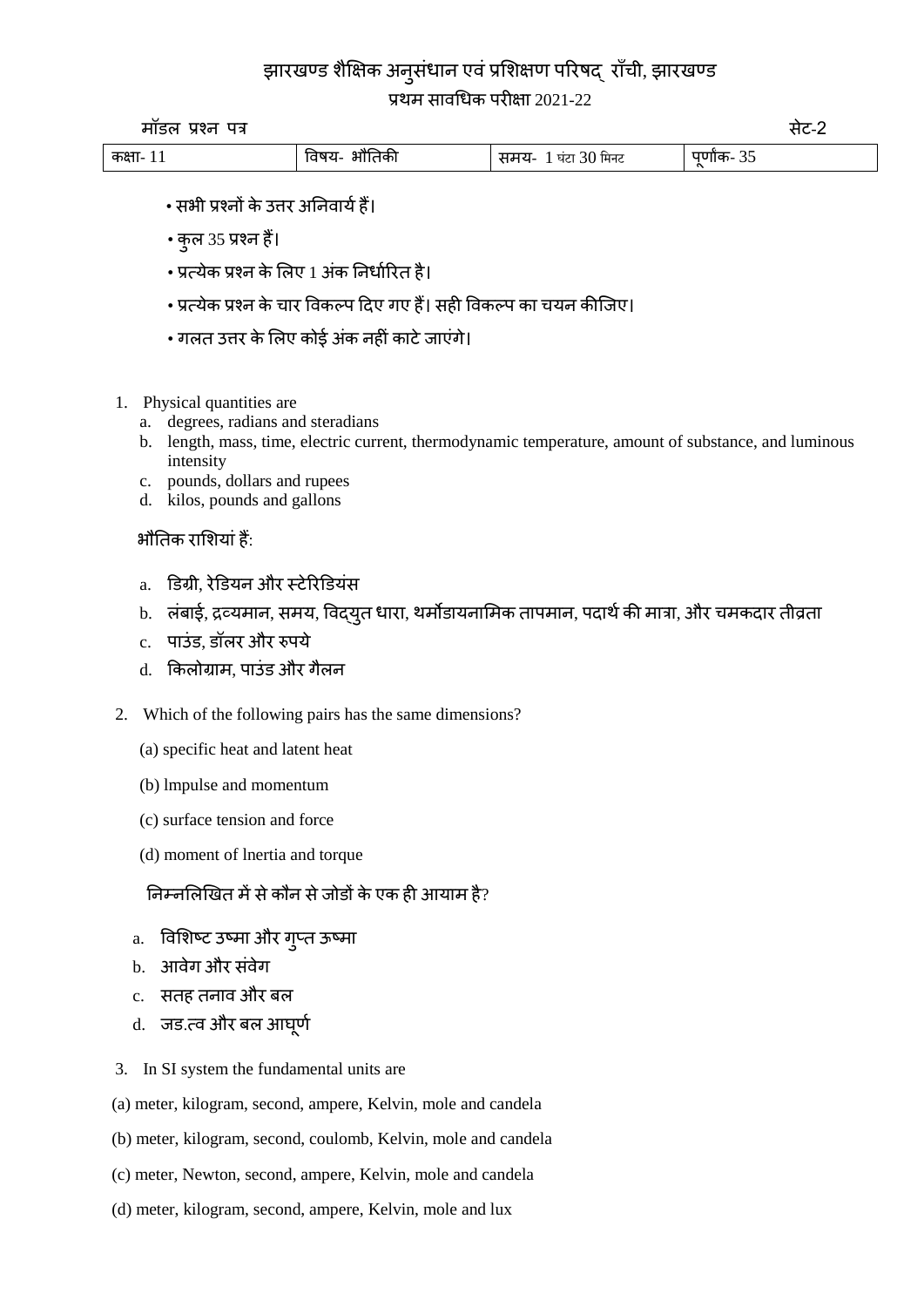# झारखण्ड शैक्षिक अनुसंधान एवं प्रशिक्षण परिषद् राँची, झारखण्ड

## प्रथम सावधिक परीक्षा 2021-22

मॉडल प्रश्न पत्र — सेट-2

| कक्षा- 11 | विषय- भौतिकी | समय- 1 घंटा 30 मिनट | पूर्णांक- 35 |
|---|---|---|---|

- सभी प्रश्नों के उत्तर अनिवार्य हैं।
- कुल 35 प्रश्न हैं।
- प्रत्येक प्रश्न के लिए 1 अंक निर्धारित है।
- प्रत्येक प्रश्न के चार विकल्प दिए गए हैं। सही विकल्प का चयन कीजिए।
- गलत उत्तर के लिए कोई अंक नहीं काटे जाएंगे।

1. Physical quantities are
   a. degrees, radians and steradians
   b. length, mass, time, electric current, thermodynamic temperature, amount of substance, and luminous intensity
   c. pounds, dollars and rupees
   d. kilos, pounds and gallons

   भौतिक राशियां हैं:

   a. डिग्री, रेडियन और स्टेरिडियंस
   b. लंबाई, द्रव्यमान, समय, विद्युत धारा, थर्मोडायनामिक तापमान, पदार्थ की मात्रा, और चमकदार तीव्रता
   c. पाउंड, डॉलर और रुपये
   d. किलोग्राम, पाउंड और गैलन

2. Which of the following pairs has the same dimensions?

   (a) specific heat and latent heat

   (b) lmpulse and momentum

   (c) surface tension and force

   (d) moment of lnertia and torque

   निम्नलिखित में से कौन से जोडों के एक ही आयाम है?

   a. विशिष्ट उष्मा और गुप्त ऊष्मा
   b. आवेग और संवेग
   c. सतह तनाव और बल
   d. जड.त्व और बल आघूर्ण

3. In SI system the fundamental units are

(a) meter, kilogram, second, ampere, Kelvin, mole and candela

(b) meter, kilogram, second, coulomb, Kelvin, mole and candela

(c) meter, Newton, second, ampere, Kelvin, mole and candela

(d) meter, kilogram, second, ampere, Kelvin, mole and lux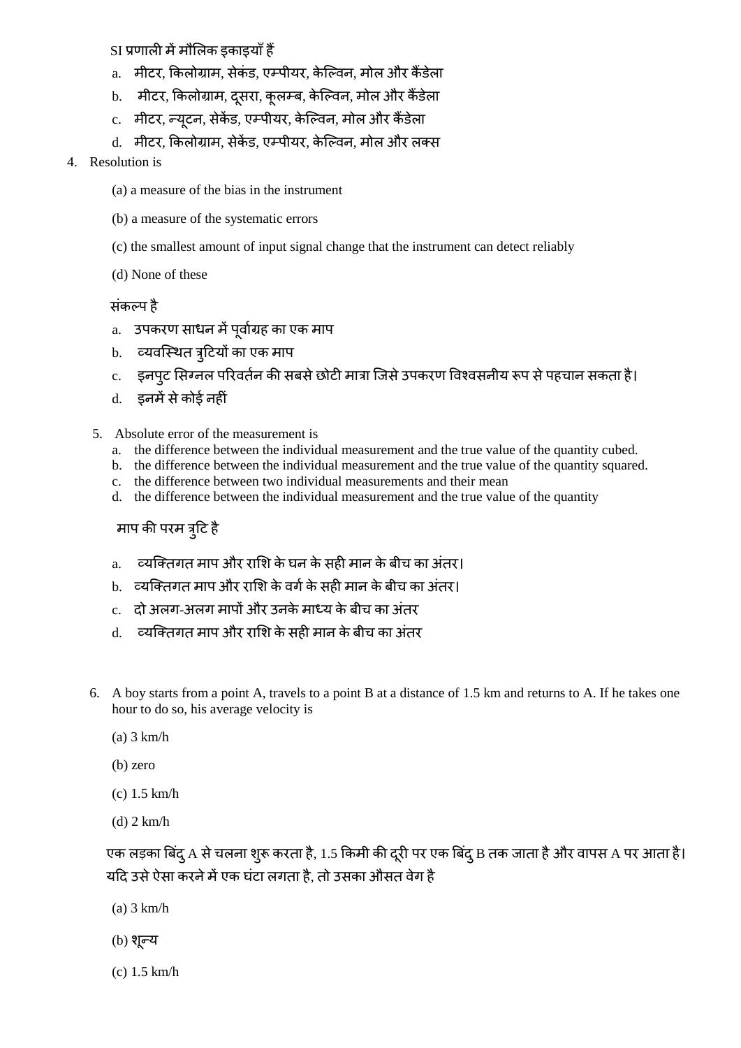SI प्रणाली में मौलिक इकाइयाँ हैं

a. मीटर, किलोग्राम, सेकंड, एम्पीयर, केल्विन, मोल और कैंडेला
b. मीटर, किलोग्राम, दूसरा, कूलम्ब, केल्विन, मोल और कैंडेला
c. मीटर, न्यूटन, सेकेंड, एम्पीयर, केल्विन, मोल और कैंडेला
d. मीटर, किलोग्राम, सेकेंड, एम्पीयर, केल्विन, मोल और लक्स

4. Resolution is

(a) a measure of the bias in the instrument

(b) a measure of the systematic errors

(c) the smallest amount of input signal change that the instrument can detect reliably

(d) None of these

संकल्प है

a. उपकरण साधन में पूर्वाग्रह का एक माप
b. व्यवस्थित त्रुटियों का एक माप
c. इनपुट सिग्नल परिवर्तन की सबसे छोटी मात्रा जिसे उपकरण विश्वसनीय रूप से पहचान सकता है।
d. इनमें से कोई नहीं

5. Absolute error of the measurement is

a. the difference between the individual measurement and the true value of the quantity cubed.
b. the difference between the individual measurement and the true value of the quantity squared.
c. the difference between two individual measurements and their mean
d. the difference between the individual measurement and the true value of the quantity

माप की परम त्रुटि है

a. व्यक्तिगत माप और राशि के घन के सही मान के बीच का अंतर।
b. व्यक्तिगत माप और राशि के वर्ग के सही मान के बीच का अंतर।
c. दो अलग-अलग मापों और उनके माध्य के बीच का अंतर
d. व्यक्तिगत माप और राशि के सही मान के बीच का अंतर

6. A boy starts from a point A, travels to a point B at a distance of 1.5 km and returns to A. If he takes one hour to do so, his average velocity is

(a) 3 km/h

(b) zero

(c) 1.5 km/h

(d) 2 km/h

एक लड़का बिंदु A से चलना शुरू करता है, 1.5 किमी की दूरी पर एक बिंदु B तक जाता है और वापस A पर आता है। यदि उसे ऐसा करने में एक घंटा लगता है, तो उसका औसत वेग है

(a) 3 km/h

(b) शून्य

(c) 1.5 km/h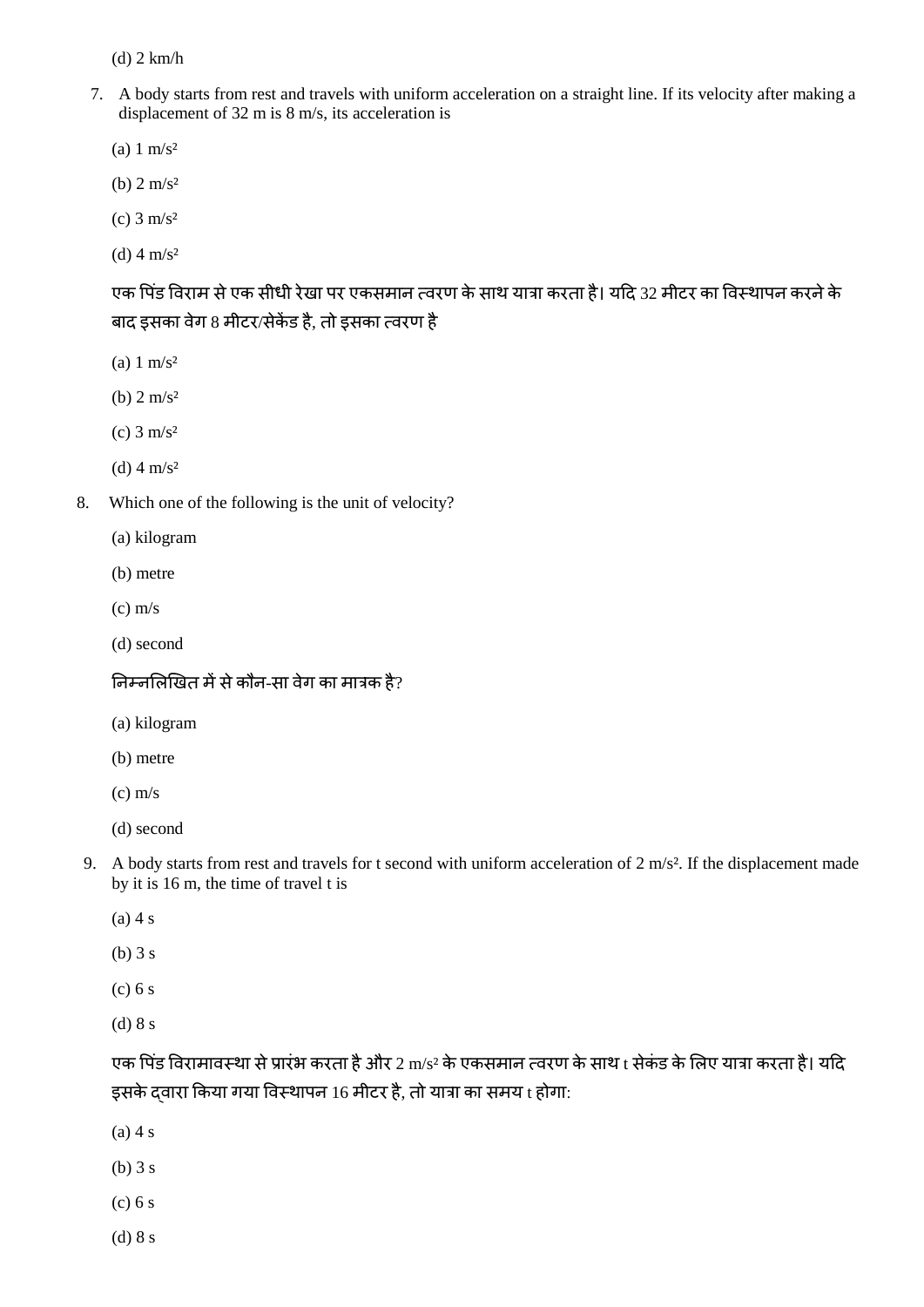(d) 2 km/h

7. A body starts from rest and travels with uniform acceleration on a straight line. If its velocity after making a displacement of 32 m is 8 m/s, its acceleration is

   (a) 1 $m/s^2$

   (b) 2 $m/s^2$

   (c) 3 $m/s^2$

   (d) 4 $m/s^2$

   एक पिंड विराम से एक सीधी रेखा पर एकसमान त्वरण के साथ यात्रा करता है। यदि 32 मीटर का विस्थापन करने के बाद इसका वेग 8 मीटर/सेकेंड है, तो इसका त्वरण है

   (a) 1 $m/s^2$

   (b) 2 $m/s^2$

   (c) 3 $m/s^2$

   (d) 4 $m/s^2$

8. Which one of the following is the unit of velocity?

   (a) kilogram

   (b) metre

   (c) m/s

   (d) second

   निम्नलिखित में से कौन-सा वेग का मात्रक है?

   (a) kilogram

   (b) metre

   (c) m/s

   (d) second

9. A body starts from rest and travels for t second with uniform acceleration of 2 $m/s^2$. If the displacement made by it is 16 m, the time of travel t is

   (a) 4 s

   (b) 3 s

   (c) 6 s

   (d) 8 s

   एक पिंड विरामावस्था से प्रारंभ करता है और 2 $m/s^2$ के एकसमान त्वरण के साथ t सेकंड के लिए यात्रा करता है। यदि इसके द्वारा किया गया विस्थापन 16 मीटर है, तो यात्रा का समय t होगा:

   (a) 4 s

   (b) 3 s

   (c) 6 s

   (d) 8 s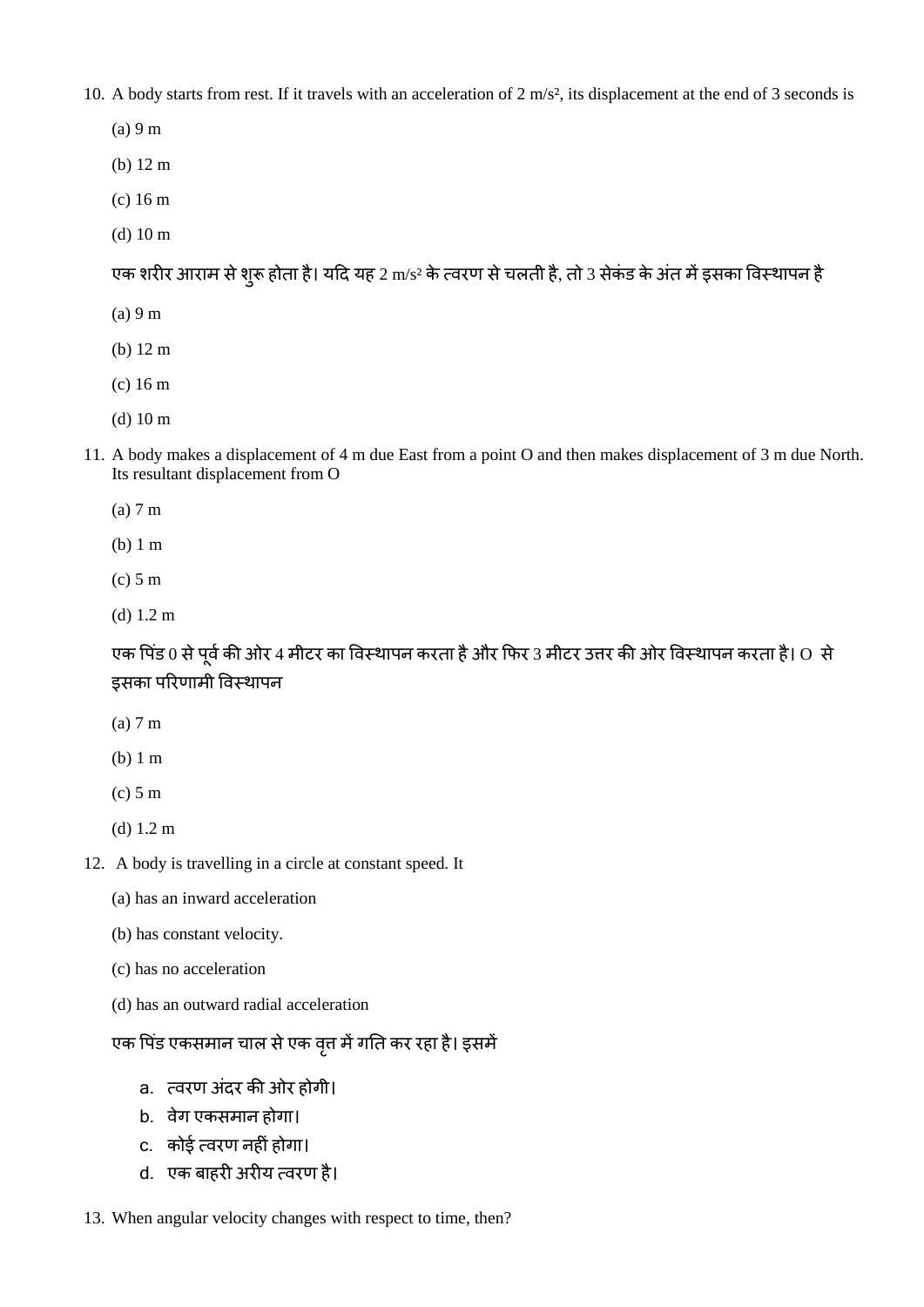10. A body starts from rest. If it travels with an acceleration of 2 $m/s^2$, its displacement at the end of 3 seconds is

(a) 9 m

(b) 12 m

(c) 16 m

(d) 10 m

एक शरीर आराम से शुरू होता है। यदि यह 2 $m/s^2$ के त्वरण से चलती है, तो 3 सेकंड के अंत में इसका विस्थापन है

(a) 9 m

(b) 12 m

(c) 16 m

(d) 10 m

11. A body makes a displacement of 4 m due East from a point O and then makes displacement of 3 m due North. Its resultant displacement from O

(a) 7 m

(b) 1 m

(c) 5 m

(d) 1.2 m

एक पिंड 0 से पूर्व की ओर 4 मीटर का विस्थापन करता है और फिर 3 मीटर उत्तर की ओर विस्थापन करता है। O से इसका परिणामी विस्थापन

(a) 7 m

(b) 1 m

(c) 5 m

(d) 1.2 m

12. A body is travelling in a circle at constant speed. It

(a) has an inward acceleration

(b) has constant velocity.

(c) has no acceleration

(d) has an outward radial acceleration

एक पिंड एकसमान चाल से एक वृत्त में गति कर रहा है। इसमें

a. त्वरण अंदर की ओर होगी।
b. वेग एकसमान होगा।
c. कोई त्वरण नहीं होगा।
d. एक बाहरी अरीय त्वरण है।

13. When angular velocity changes with respect to time, then?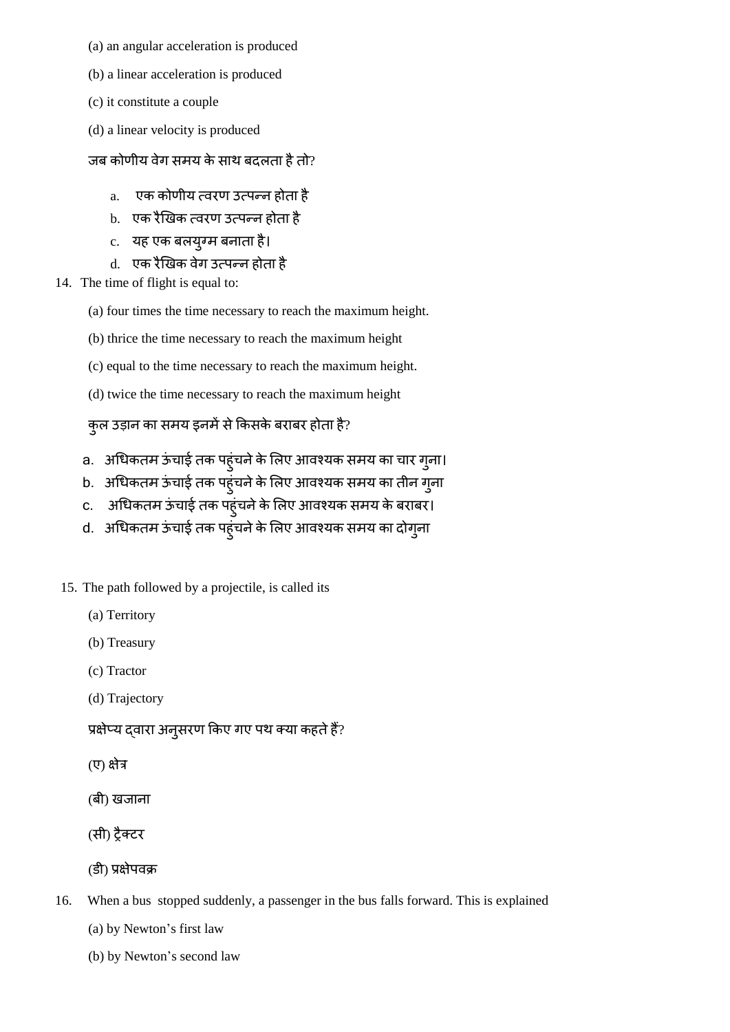(a) an angular acceleration is produced

(b) a linear acceleration is produced

(c) it constitute a couple

(d) a linear velocity is produced

जब कोणीय वेग समय के साथ बदलता है तो?

a. एक कोणीय त्वरण उत्पन्न होता है
b. एक रैखिक त्वरण उत्पन्न होता है
c. यह एक बलयुग्म बनाता है।
d. एक रैखिक वेग उत्पन्न होता है

14. The time of flight is equal to:

(a) four times the time necessary to reach the maximum height.

(b) thrice the time necessary to reach the maximum height

(c) equal to the time necessary to reach the maximum height.

(d) twice the time necessary to reach the maximum height

कुल उड़ान का समय इनमें से किसके बराबर होता है?

a. अधिकतम ऊंचाई तक पहुंचने के लिए आवश्यक समय का चार गुना।
b. अधिकतम ऊंचाई तक पहुंचने के लिए आवश्यक समय का तीन गुना
c. अधिकतम ऊंचाई तक पहुंचने के लिए आवश्यक समय के बराबर।
d. अधिकतम ऊंचाई तक पहुंचने के लिए आवश्यक समय का दोगुना

15. The path followed by a projectile, is called its

(a) Territory

(b) Treasury

(c) Tractor

(d) Trajectory

प्रक्षेप्य द्वारा अनुसरण किए गए पथ क्या कहते हैं?

(ए) क्षेत्र

(बी) खजाना

(सी) ट्रैक्टर

(डी) प्रक्षेपवक्र

16. When a bus stopped suddenly, a passenger in the bus falls forward. This is explained

(a) by Newton's first law

(b) by Newton's second law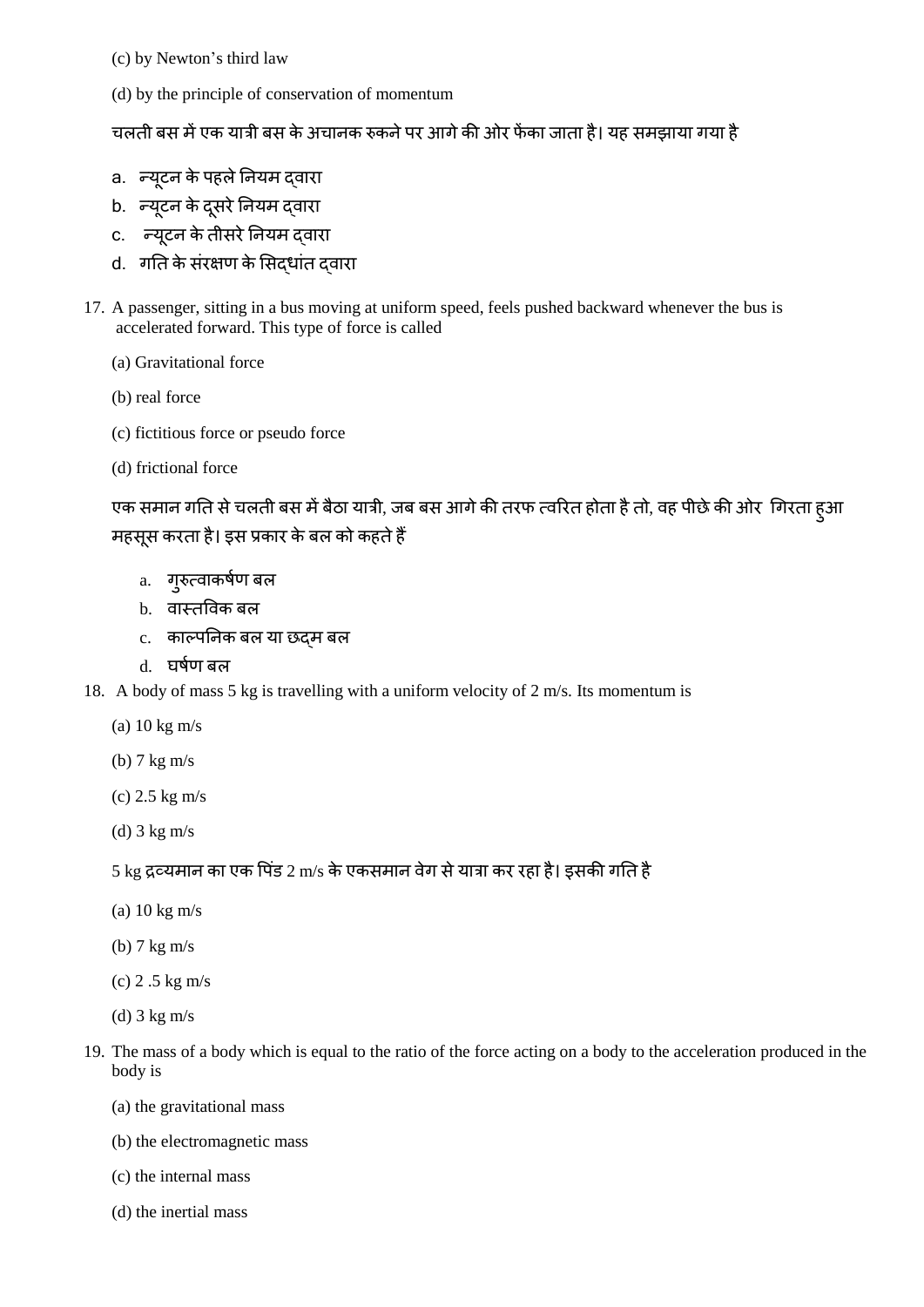(c) by Newton’s third law

(d) by the principle of conservation of momentum

चलती बस में एक यात्री बस के अचानक रुकने पर आगे की ओर फेंका जाता है। यह समझाया गया है

a. न्यूटन के पहले नियम द्वारा
b. न्यूटन के दूसरे नियम द्वारा
c. न्यूटन के तीसरे नियम द्वारा
d. गति के संरक्षण के सिद्धांत द्वारा

17. A passenger, sitting in a bus moving at uniform speed, feels pushed backward whenever the bus is accelerated forward. This type of force is called

(a) Gravitational force

(b) real force

(c) fictitious force or pseudo force

(d) frictional force

एक समान गति से चलती बस में बैठा यात्री, जब बस आगे की तरफ त्वरित होता है तो, वह पीछे की ओर गिरता हुआ महसूस करता है। इस प्रकार के बल को कहते हैं

a. गुरुत्वाकर्षण बल
b. वास्तविक बल
c. काल्पनिक बल या छद्म बल
d. घर्षण बल

18. A body of mass 5 kg is travelling with a uniform velocity of 2 m/s. Its momentum is

(a) 10 kg m/s

(b) 7 kg m/s

(c) 2.5 kg m/s

(d) 3 kg m/s

5 kg द्रव्यमान का एक पिंड 2 m/s के एकसमान वेग से यात्रा कर रहा है। इसकी गति है

(a) 10 kg m/s

(b) 7 kg m/s

(c) 2 .5 kg m/s

(d) 3 kg m/s

19. The mass of a body which is equal to the ratio of the force acting on a body to the acceleration produced in the body is

(a) the gravitational mass

(b) the electromagnetic mass

(c) the internal mass

(d) the inertial mass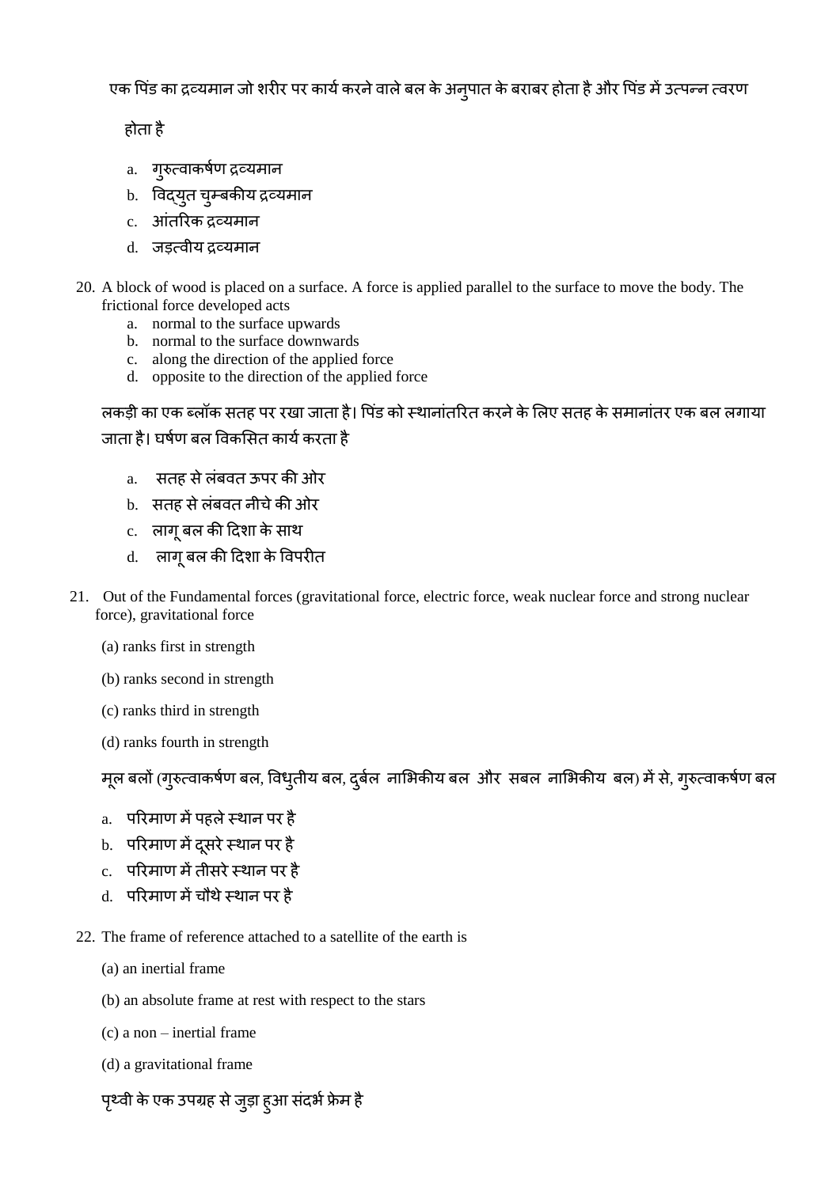एक पिंड का द्रव्यमान जो शरीर पर कार्य करने वाले बल के अनुपात के बराबर होता है और पिंड में उत्पन्न त्वरण होता है

a. गुरुत्वाकर्षण द्रव्यमान
b. विद्युत चुम्बकीय द्रव्यमान
c. आंतरिक द्रव्यमान
d. जड़त्वीय द्रव्यमान

20. A block of wood is placed on a surface. A force is applied parallel to the surface to move the body. The frictional force developed acts
    a. normal to the surface upwards
    b. normal to the surface downwards
    c. along the direction of the applied force
    d. opposite to the direction of the applied force

लकड़ी का एक ब्लॉक सतह पर रखा जाता है। पिंड को स्थानांतरित करने के लिए सतह के समानांतर एक बल लगाया जाता है। घर्षण बल विकसित कार्य करता है

a. सतह से लंबवत ऊपर की ओर
b. सतह से लंबवत नीचे की ओर
c. लागू बल की दिशा के साथ
d. लागू बल की दिशा के विपरीत

21. Out of the Fundamental forces (gravitational force, electric force, weak nuclear force and strong nuclear force), gravitational force

    (a) ranks first in strength

    (b) ranks second in strength

    (c) ranks third in strength

    (d) ranks fourth in strength

मूल बलों (गुरुत्वाकर्षण बल, विधुतीय बल, दुर्बल नाभिकीय बल और सबल नाभिकीय बल) में से, गुरुत्वाकर्षण बल

a. परिमाण में पहले स्थान पर है
b. परिमाण में दूसरे स्थान पर है
c. परिमाण में तीसरे स्थान पर है
d. परिमाण में चौथे स्थान पर है

22. The frame of reference attached to a satellite of the earth is

    (a) an inertial frame

    (b) an absolute frame at rest with respect to the stars

    (c) a non – inertial frame

    (d) a gravitational frame

पृथ्वी के एक उपग्रह से जुड़ा हुआ संदर्भ फ्रेम है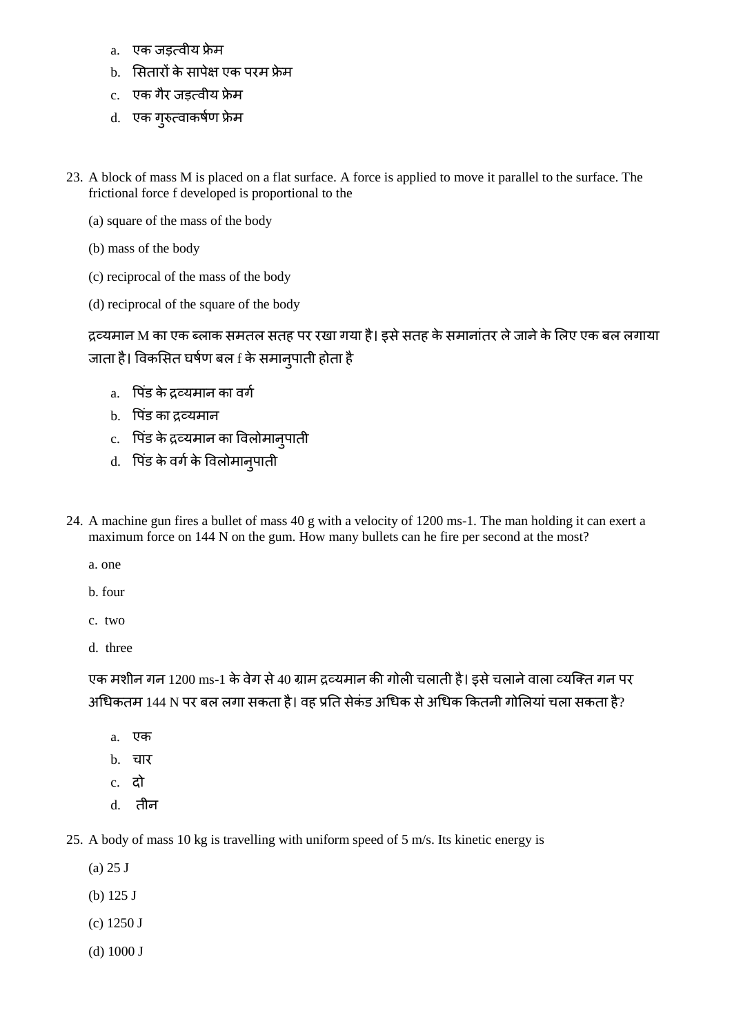a. एक जड़त्वीय फ्रेम

b. सितारों के सापेक्ष एक परम फ्रेम

c. एक गैर जड़त्वीय फ्रेम

d. एक गुरुत्वाकर्षण फ्रेम

23. A block of mass M is placed on a flat surface. A force is applied to move it parallel to the surface. The frictional force f developed is proportional to the

(a) square of the mass of the body

(b) mass of the body

(c) reciprocal of the mass of the body

(d) reciprocal of the square of the body

द्रव्यमान M का एक ब्लाक समतल सतह पर रखा गया है। इसे सतह के समानांतर ले जाने के लिए एक बल लगाया जाता है। विकसित घर्षण बल f के समानुपाती होता है

a. पिंड के द्रव्यमान का वर्ग
b. पिंड का द्रव्यमान
c. पिंड के द्रव्यमान का विलोमानुपाती
d. पिंड के वर्ग के विलोमानुपाती

24. A machine gun fires a bullet of mass 40 g with a velocity of 1200 ms-1. The man holding it can exert a maximum force on 144 N on the gum. How many bullets can he fire per second at the most?

a. one

b. four

c. two

d. three

एक मशीन गन 1200 ms-1 के वेग से 40 ग्राम द्रव्यमान की गोली चलाती है। इसे चलाने वाला व्यक्ति गन पर अधिकतम 144 N पर बल लगा सकता है। वह प्रति सेकंड अधिक से अधिक कितनी गोलियां चला सकता है?

a. एक
b. चार
c. दो
d. तीन

25. A body of mass 10 kg is travelling with uniform speed of 5 m/s. Its kinetic energy is

(a) 25 J

(b) 125 J

(c) 1250 J

(d) 1000 J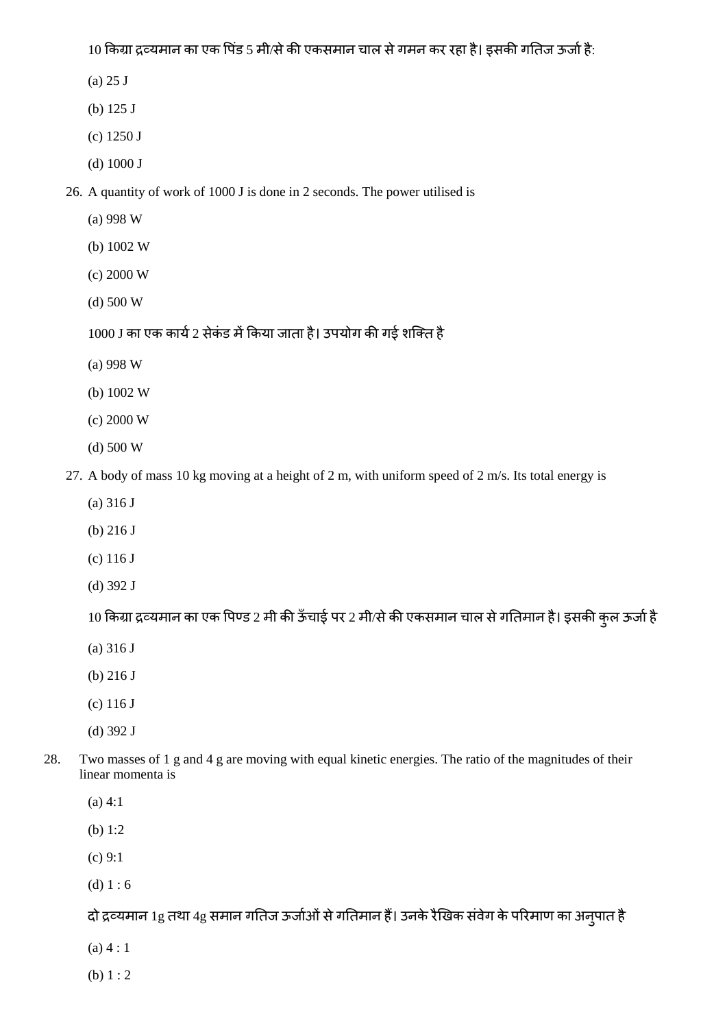10 किग्रा द्रव्यमान का एक पिंड 5 मी/से की एकसमान चाल से गमन कर रहा है। इसकी गतिज ऊर्जा है:

(a) 25 J

(b) 125 J

(c) 1250 J

(d) 1000 J

26. A quantity of work of 1000 J is done in 2 seconds. The power utilised is

(a) 998 W

(b) 1002 W

(c) 2000 W

(d) 500 W

1000 J का एक कार्य 2 सेकंड में किया जाता है। उपयोग की गई शक्ति है

(a) 998 W

(b) 1002 W

(c) 2000 W

(d) 500 W

27. A body of mass 10 kg moving at a height of 2 m, with uniform speed of 2 m/s. Its total energy is

(a) 316 J

(b) 216 J

(c) 116 J

(d) 392 J

10 किग्रा द्रव्यमान का एक पिण्ड 2 मी की ऊँचाई पर 2 मी/से की एकसमान चाल से गतिमान है। इसकी कुल ऊर्जा है

(a) 316 J

(b) 216 J

(c) 116 J

(d) 392 J

28. Two masses of 1 g and 4 g are moving with equal kinetic energies. The ratio of the magnitudes of their linear momenta is

(a) 4:1

(b) 1:2

(c) 9:1

(d) 1 : 6

दो द्रव्यमान 1g तथा 4g समान गतिज ऊर्जाओं से गतिमान हैं। उनके रैखिक संवेग के परिमाण का अनुपात है

(a) 4 : 1

(b) 1 : 2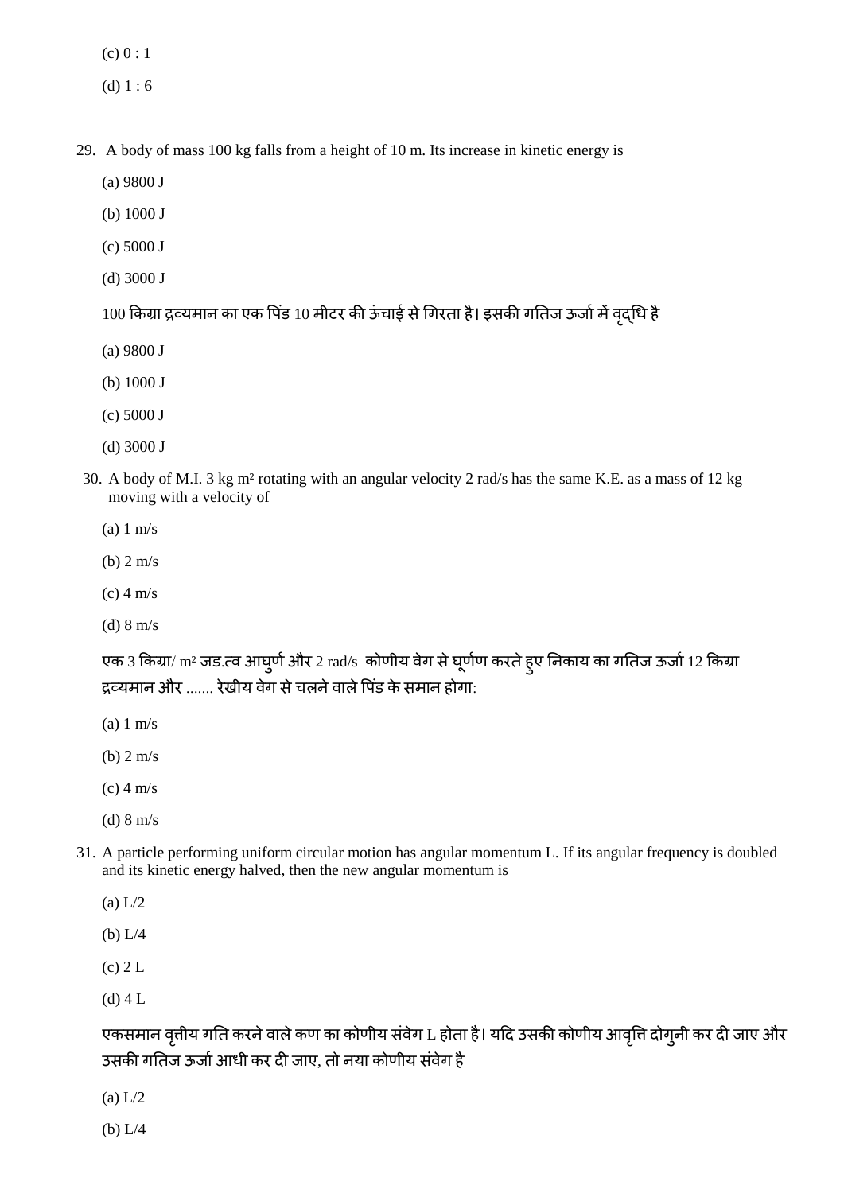(c) 0 : 1

(d) 1 : 6

29. A body of mass 100 kg falls from a height of 10 m. Its increase in kinetic energy is

    (a) 9800 J

    (b) 1000 J

    (c) 5000 J

    (d) 3000 J

    100 किग्रा द्रव्यमान का एक पिंड 10 मीटर की ऊंचाई से गिरता है। इसकी गतिज ऊर्जा में वृद्धि है

    (a) 9800 J

    (b) 1000 J

    (c) 5000 J

    (d) 3000 J

30. A body of M.I. 3 kg m² rotating with an angular velocity 2 rad/s has the same K.E. as a mass of 12 kg moving with a velocity of

    (a) 1 m/s

    (b) 2 m/s

    (c) 4 m/s

    (d) 8 m/s

    एक 3 किग्रा/ m² जड.त्व आघुर्ण और 2 rad/s  कोणीय वेग से घूर्णण करते हुए निकाय का गतिज ऊर्जा 12 किग्रा द्रव्यमान और ....... रेखीय वेग से चलने वाले पिंड के समान होगा:

    (a) 1 m/s

    (b) 2 m/s

    (c) 4 m/s

    (d) 8 m/s

31. A particle performing uniform circular motion has angular momentum L. If its angular frequency is doubled and its kinetic energy halved, then the new angular momentum is

    (a) L/2

    (b) L/4

    (c) 2 L

    (d) 4 L

    एकसमान वृत्तीय गति करने वाले कण का कोणीय संवेग L होता है। यदि उसकी कोणीय आवृत्ति दोगुनी कर दी जाए और उसकी गतिज ऊर्जा आधी कर दी जाए, तो नया कोणीय संवेग है

    (a) L/2

    (b) L/4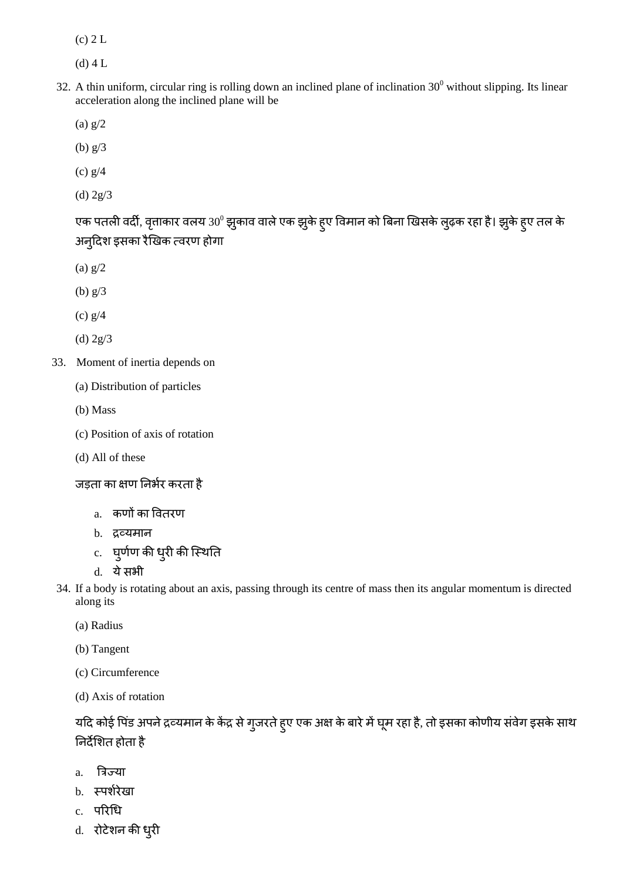(c) 2 L

(d) 4 L

32. A thin uniform, circular ring is rolling down an inclined plane of inclination $30^0$ without slipping. Its linear acceleration along the inclined plane will be

(a) g/2

(b) g/3

(c) g/4

(d) 2g/3

एक पतली वर्दी, वृत्ताकार वलय $30^0$ झुकाव वाले एक झुके हुए विमान को बिना खिसके लुढ़क रहा है। झुके हुए तल के अनुदिश इसका रैखिक त्वरण होगा

(a) g/2

(b) g/3

(c) g/4

(d) 2g/3

33. Moment of inertia depends on

(a) Distribution of particles

(b) Mass

(c) Position of axis of rotation

(d) All of these

जड़ता का क्षण निर्भर करता है

a. कणों का वितरण
b. द्रव्यमान
c. घुर्णण की धुरी की स्थिति
d. ये सभी

34. If a body is rotating about an axis, passing through its centre of mass then its angular momentum is directed along its

(a) Radius

(b) Tangent

(c) Circumference

(d) Axis of rotation

यदि कोई पिंड अपने द्रव्यमान के केंद्र से गुजरते हुए एक अक्ष के बारे में घूम रहा है, तो इसका कोणीय संवेग इसके साथ निर्देशित होता है

a. त्रिज्या
b. स्पर्शरेखा
c. परिधि
d. रोटेशन की धुरी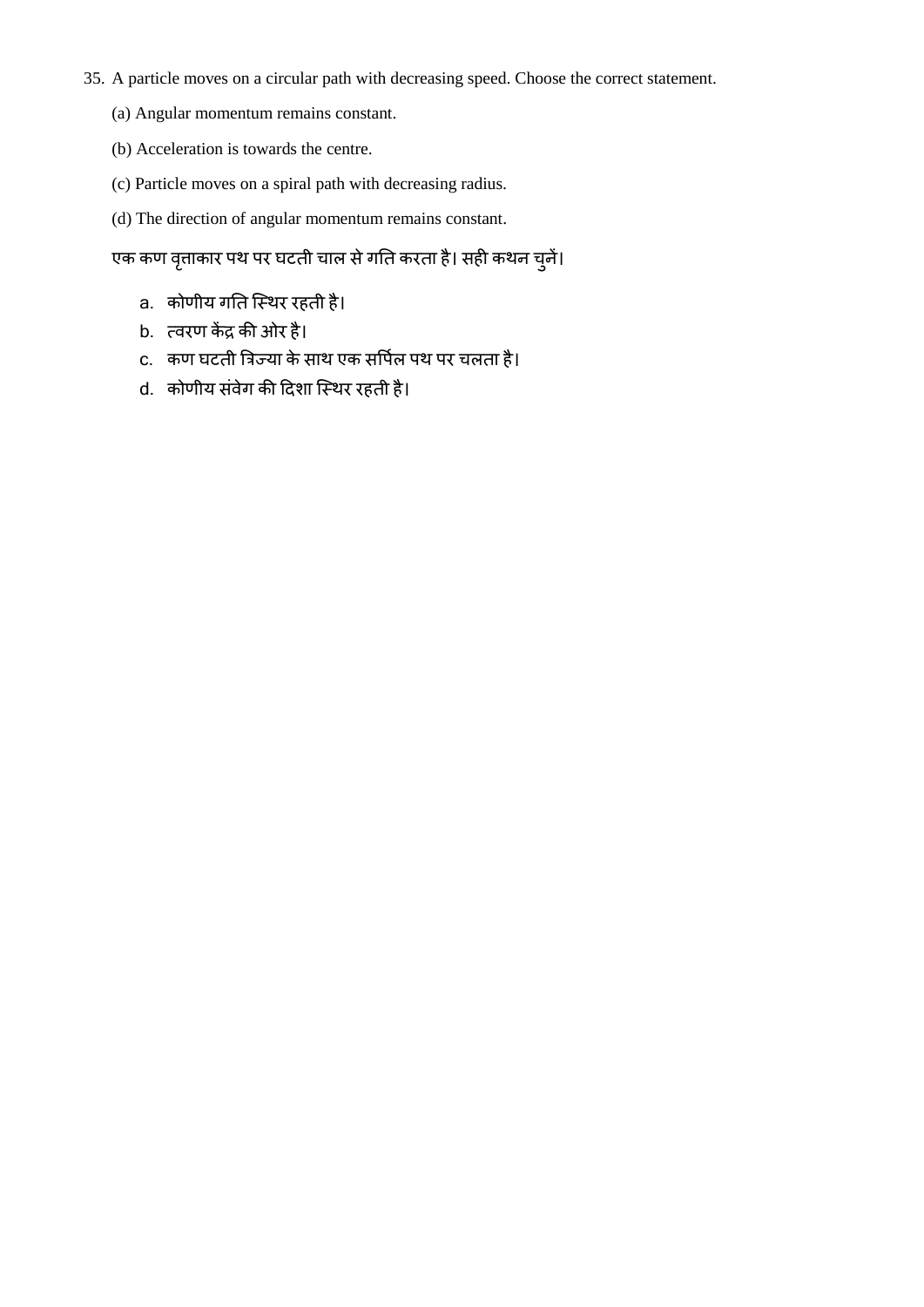35. A particle moves on a circular path with decreasing speed. Choose the correct statement.

(a) Angular momentum remains constant.

(b) Acceleration is towards the centre.

(c) Particle moves on a spiral path with decreasing radius.

(d) The direction of angular momentum remains constant.

एक कण वृत्ताकार पथ पर घटती चाल से गति करता है। सही कथन चुनें।

a. कोणीय गति स्थिर रहती है।
b. त्वरण केंद्र की ओर है।
c. कण घटती त्रिज्या के साथ एक सर्पिल पथ पर चलता है।
d. कोणीय संवेग की दिशा स्थिर रहती है।